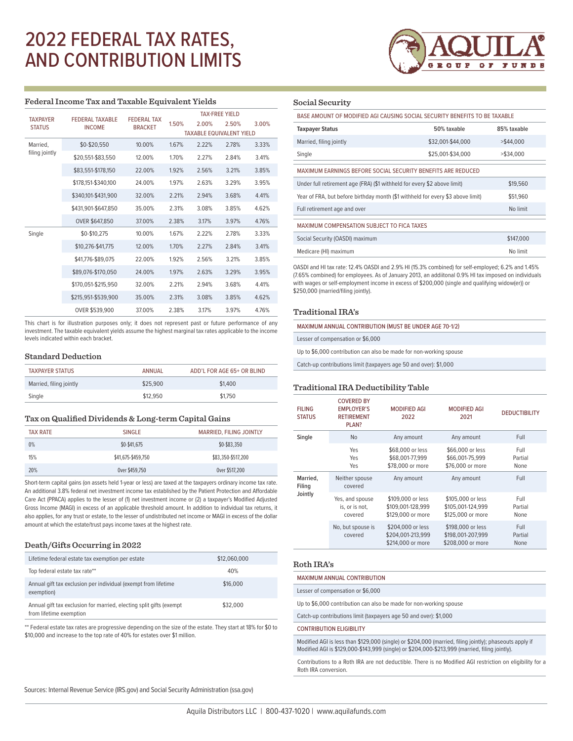# 2022 FEDERAL TAX RATES, AND CONTRIBUTION LIMITS

## Federal Income Tax and Taxable Equivalent Yields

| TAXPAYER STATUS | FEDERAL TAXABLE INCOME | FEDERAL TAX BRACKET | TAX-FREE YIELD 1.50% | 2.00% | 2.50% | 3.00% |
|---|---|---|---|---|---|---|
| | | | TAXABLE EQUIVALENT YIELD | | | |
| Married, filing jointly | $0-$20,550 | 10.00% | 1.67% | 2.22% | 2.78% | 3.33% |
| | $20,551-$83,550 | 12.00% | 1.70% | 2.27% | 2.84% | 3.41% |
| | $83,551-$178,150 | 22.00% | 1.92% | 2.56% | 3.21% | 3.85% |
| | $178,151-$340,100 | 24.00% | 1.97% | 2.63% | 3.29% | 3.95% |
| | $340,101-$431,900 | 32.00% | 2.21% | 2.94% | 3.68% | 4.41% |
| | $431,901-$647,850 | 35.00% | 2.31% | 3.08% | 3.85% | 4.62% |
| | OVER $647,850 | 37.00% | 2.38% | 3.17% | 3.97% | 4.76% |
| Single | $0-$10,275 | 10.00% | 1.67% | 2.22% | 2.78% | 3.33% |
| | $10,276-$41,775 | 12.00% | 1.70% | 2.27% | 2.84% | 3.41% |
| | $41,776-$89,075 | 22.00% | 1.92% | 2.56% | 3.21% | 3.85% |
| | $89,076-$170,050 | 24.00% | 1.97% | 2.63% | 3.29% | 3.95% |
| | $170,051-$215,950 | 32.00% | 2.21% | 2.94% | 3.68% | 4.41% |
| | $215,951-$539,900 | 35.00% | 2.31% | 3.08% | 3.85% | 4.62% |
| | OVER $539,900 | 37.00% | 2.38% | 3.17% | 3.97% | 4.76% |

This chart is for illustration purposes only; it does not represent past or future performance of any investment. The taxable equivalent yields assume the highest marginal tax rates applicable to the income levels indicated within each bracket.

## Standard Deduction

| TAXPAYER STATUS | ANNUAL | ADD'L FOR AGE 65+ OR BLIND |
|---|---|---|
| Married, filing jointly | $25,900 | $1,400 |
| Single | $12,950 | $1,750 |

## Tax on Qualified Dividends & Long-term Capital Gains

| TAX RATE | SINGLE | MARRIED, FILING JOINTLY |
|---|---|---|
| 0% | $0-$41,675 | $0-$83,350 |
| 15% | $41,675-$459,750 | $83,350-$517,200 |
| 20% | Over $459,750 | Over $517,200 |

Short-term capital gains (on assets held 1-year or less) are taxed at the taxpayers ordinary income tax rate. An additional 3.8% federal net investment income tax established by the Patient Protection and Affordable Care Act (PPACA) applies to the lesser of (1) net investment income or (2) a taxpayer's Modified Adjusted Gross Income (MAGI) in excess of an applicable threshold amount. In addition to individual tax returns, it also applies, for any trust or estate, to the lesser of undistributed net income or MAGI in excess of the dollar amount at which the estate/trust pays income taxes at the highest rate.

## Death/Gifts Occurring in 2022

| | |
|---|---|
| Lifetime federal estate tax exemption per estate | $12,060,000 |
| Top federal estate tax rate** | 40% |
| Annual gift tax exclusion per individual (exempt from lifetime exemption) | $16,000 |
| Annual gift tax exclusion for married, electing split gifts (exempt from lifetime exemption | $32,000 |

** Federal estate tax rates are progressive depending on the size of the estate. They start at 18% for $0 to $10,000 and increase to the top rate of 40% for estates over $1 million.

## Social Security

| BASE AMOUNT OF MODIFIED AGI CAUSING SOCIAL SECURITY BENEFITS TO BE TAXABLE | | |
|---|---|---|
| **Taxpayer Status** | **50% taxable** | **85% taxable** |
| Married, filing jointly | $32,001-$44,000 | >$44,000 |
| Single | $25,001-$34,000 | >$34,000 |

| MAXIMUM EARNINGS BEFORE SOCIAL SECURITY BENEFITS ARE REDUCED | |
|---|---|
| Under full retirement age (FRA) ($1 withheld for every $2 above limit) | $19,560 |
| Year of FRA, but before birthday month ($1 withheld for every $3 above limit) | $51,960 |
| Full retirement age and over | No limit |

| MAXIMUM COMPENSATION SUBJECT TO FICA TAXES | |
|---|---|
| Social Security (OASDI) maximum | $147,000 |
| Medicare (HI) maximum | No limit |

OASDI and HI tax rate: 12.4% OASDI and 2.9% HI (15.3% combined) for self-employed; 6.2% and 1.45% (7.65% combined) for employees. As of January 2013, an additional 0.9% HI tax imposed on individuals with wages or self-employment income in excess of $200,000 (single and qualifying widow(er)) or $250,000 (married/filing jointly).

## Traditional IRA's

| MAXIMUM ANNUAL CONTRIBUTION (MUST BE UNDER AGE 70-1/2) |
|---|
| Lesser of compensation or $6,000 |
| Up to $6,000 contribution can also be made for non-working spouse |
| Catch-up contributions limit (taxpayers age 50 and over): $1,000 |

## Traditional IRA Deductibility Table

| FILING STATUS | COVERED BY EMPLOYER'S RETIREMENT PLAN? | MODIFIED AGI 2022 | MODIFIED AGI 2021 | DEDUCTIBILITY |
|---|---|---|---|---|
| **Single** | No | Any amount | Any amount | Full |
| | Yes | $68,000 or less | $66,000 or less | Full |
| | Yes | $68,001-77,999 | $66,001-75,999 | Partial |
| | Yes | $78,000 or more | $76,000 or more | None |
| **Married, Filing Jointly** | Neither spouse covered | Any amount | Any amount | Full |
| | Yes, and spouse is, or is not, covered | $109,000 or less | $105,000 or less | Full |
| | | $109,001-128,999 | $105,001-124,999 | Partial |
| | | $129,000 or more | $125,000 or more | None |
| | No, but spouse is covered | $204,000 or less | $198,000 or less | Full |
| | | $204,001-213,999 | $198,001-207,999 | Partial |
| | | $214,000 or more | $208,000 or more | None |

## Roth IRA's

| MAXIMUM ANNUAL CONTRIBUTION |
|---|
| Lesser of compensation or $6,000 |
| Up to $6,000 contribution can also be made for non-working spouse |
| Catch-up contributions limit (taxpayers age 50 and over): $1,000 |
| **CONTRIBUTION ELIGIBILITY** |
| Modified AGI is less than $129,000 (single) or $204,000 (married, filing jointly); phaseouts apply if Modified AGI is $129,000-$143,999 (single) or $204,000-$213,999 (married, filing jointly). |
| Contributions to a Roth IRA are not deductible. There is no Modified AGI restriction on eligibility for a Roth IRA conversion. |

Sources: Internal Revenue Service (IRS.gov) and Social Security Administration (ssa.gov)

Aquila Distributors LLC | 800-437-1020 | www.aquilafunds.com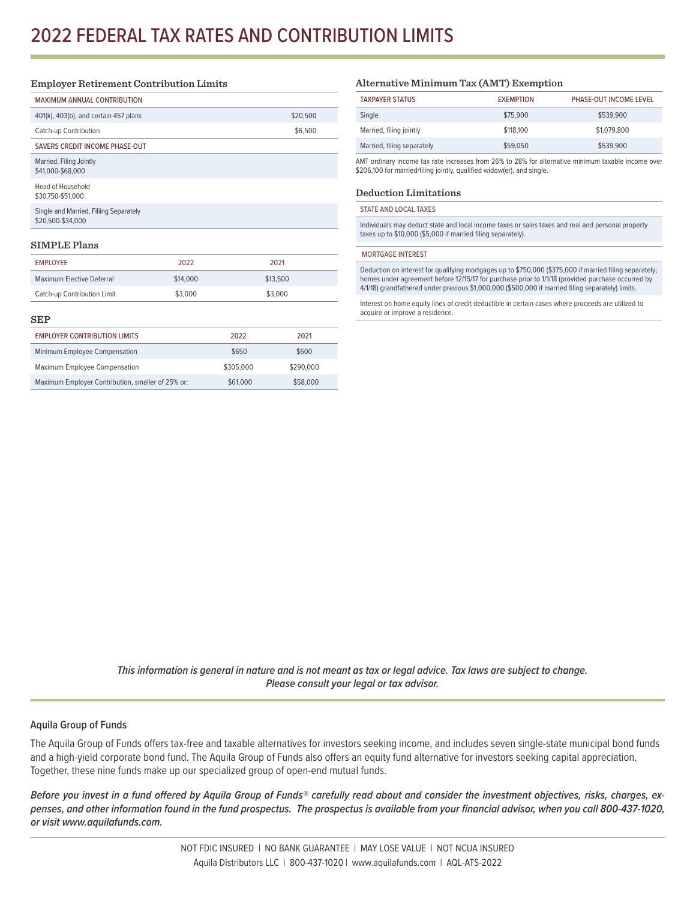# 2022 FEDERAL TAX RATES AND CONTRIBUTION LIMITS

### Employer Retirement Contribution Limits

| MAXIMUM ANNUAL CONTRIBUTION | |
|---|---|
| 401(k), 403(b), and certain 457 plans | $20,500 |
| Catch-up Contribution | $6,500 |
| **SAVERS CREDIT INCOME PHASE-OUT** | |
| Married, Filing Jointly $41,000-$68,000 | |
| Head of Household $30,750-$51,000 | |
| Single and Married, Filiing Separately $20,500-$34,000 | |

### SIMPLE Plans

| EMPLOYEE | 2022 | 2021 |
|---|---|---|
| Maximum Elective Deferral | $14,000 | $13,500 |
| Catch-up Contribution Limit | $3,000 | $3,000 |

### SEP

| EMPLOYER CONTRIBUTION LIMITS | 2022 | 2021 |
|---|---|---|
| Minimum Employee Compensation | $650 | $600 |
| Maximum Employee Compensation | $305,000 | $290,000 |
| Maximum Employer Contribution, smaller of 25% or: | $61,000 | $58,000 |

### Alternative Minimum Tax (AMT) Exemption

| TAXPAYER STATUS | EXEMPTION | PHASE-OUT INCOME LEVEL |
|---|---|---|
| Single | $75,900 | $539,900 |
| Married, filing jointly | $118,100 | $1,079,800 |
| Married, filing separately | $59,050 | $539,900 |

AMT ordinary income tax rate increases from 26% to 28% for alternative minimum taxable income over $206,100 for married/filing jointly, qualified widow(er), and single.

### Deduction Limitations

**STATE AND LOCAL TAXES**

Individuals may deduct state and local income taxes or sales taxes and real and personal property taxes up to $10,000 ($5,000 if married filing separately).

**MORTGAGE INTEREST**

Deduction on interest for qualifying mortgages up to $750,000 ($375,000 if married filing separately; homes under agreement before 12/15/17 for purchase prior to 1/1/18 (provided purchase occurred by 4/1/18) grandfathered under previous $1,000,000 ($500,000 if married filing separately) limits.

Interest on home equity lines of credit deductible in certain cases where proceeds are utilized to acquire or improve a residence.

***This information is general in nature and is not meant as tax or legal advice. Tax laws are subject to change. Please consult your legal or tax advisor.***

**Aquila Group of Funds**

The Aquila Group of Funds offers tax-free and taxable alternatives for investors seeking income, and includes seven single-state municipal bond funds and a high-yield corporate bond fund. The Aquila Group of Funds also offers an equity fund alternative for investors seeking capital appreciation. Together, these nine funds make up our specialized group of open-end mutual funds.

***Before you invest in a fund offered by Aquila Group of Funds® carefully read about and consider the investment objectives, risks, charges, expenses, and other information found in the fund prospectus. The prospectus is available from your financial advisor, when you call 800-437-1020, or visit www.aquilafunds.com.***

NOT FDIC INSURED | NO BANK GUARANTEE | MAY LOSE VALUE | NOT NCUA INSURED

Aquila Distributors LLC | 800-437-1020 | www.aquilafunds.com | AQL-ATS-2022